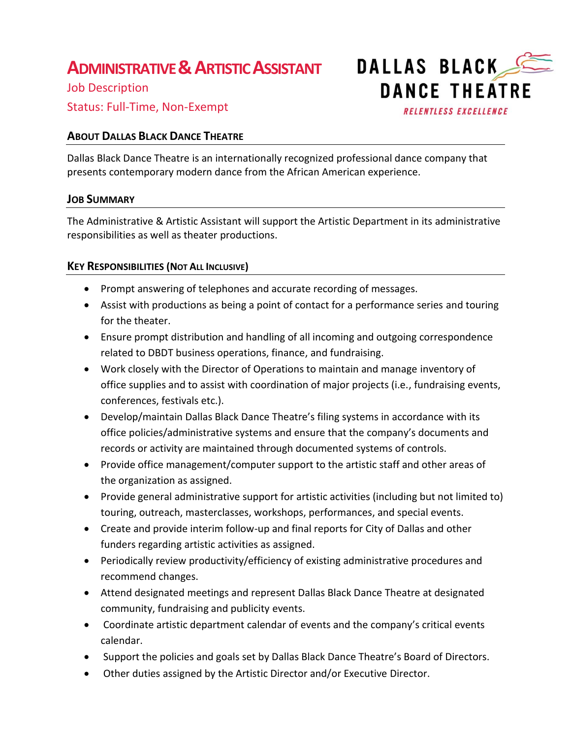# ADMINISTRATIVE & ARTISTIC ASSISTANT

Job Description

Status: Full-Time, Non-Exempt

DALLAS BLACK DANCE THEATRE

RELENTLESS EXCELLENCE

## ABOUT DALLAS BLACK DANCE THEATRE

Dallas Black Dance Theatre is an internationally recognized professional dance company that presents contemporary modern dance from the African American experience.

## JOB SUMMARY

The Administrative & Artistic Assistant will support the Artistic Department in its administrative responsibilities as well as theater productions.

## KEY RESPONSIBILITIES (NOT ALL INCLUSIVE)

- Prompt answering of telephones and accurate recording of messages.
- Assist with productions as being a point of contact for a performance series and touring for the theater.
- Ensure prompt distribution and handling of all incoming and outgoing correspondence related to DBDT business operations, finance, and fundraising.
- Work closely with the Director of Operations to maintain and manage inventory of office supplies and to assist with coordination of major projects (i.e., fundraising events, conferences, festivals etc.).
- Develop/maintain Dallas Black Dance Theatre's filing systems in accordance with its office policies/administrative systems and ensure that the company's documents and records or activity are maintained through documented systems of controls.
- Provide office management/computer support to the artistic staff and other areas of the organization as assigned.
- Provide general administrative support for artistic activities (including but not limited to) touring, outreach, masterclasses, workshops, performances, and special events.
- Create and provide interim follow-up and final reports for City of Dallas and other funders regarding artistic activities as assigned.
- Periodically review productivity/efficiency of existing administrative procedures and recommend changes.
- Attend designated meetings and represent Dallas Black Dance Theatre at designated community, fundraising and publicity events.
- Coordinate artistic department calendar of events and the company's critical events calendar.
- Support the policies and goals set by Dallas Black Dance Theatre's Board of Directors.
- Other duties assigned by the Artistic Director and/or Executive Director.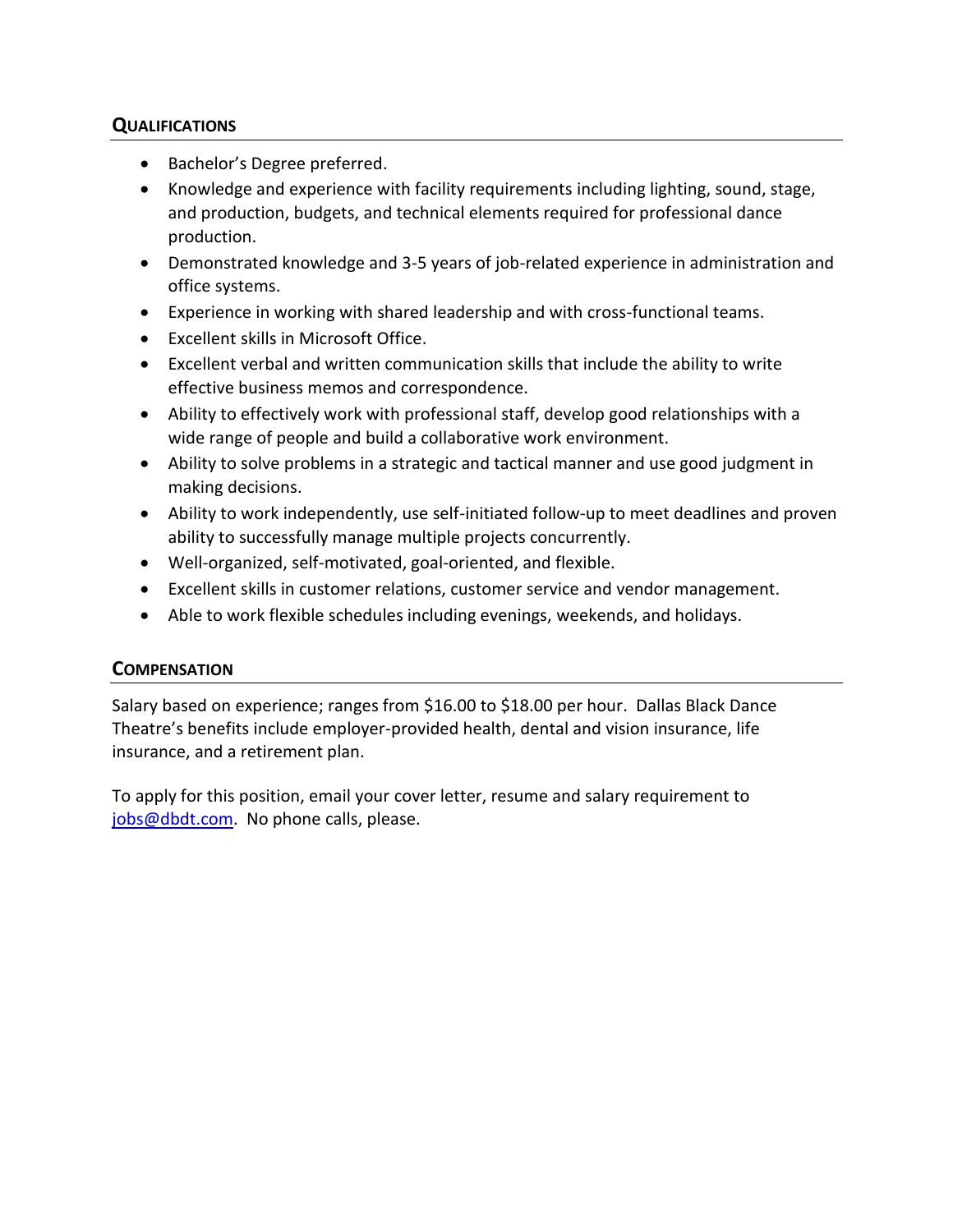## Qualifications

- Bachelor's Degree preferred.
- Knowledge and experience with facility requirements including lighting, sound, stage, and production, budgets, and technical elements required for professional dance production.
- Demonstrated knowledge and 3-5 years of job-related experience in administration and office systems.
- Experience in working with shared leadership and with cross-functional teams.
- Excellent skills in Microsoft Office.
- Excellent verbal and written communication skills that include the ability to write effective business memos and correspondence.
- Ability to effectively work with professional staff, develop good relationships with a wide range of people and build a collaborative work environment.
- Ability to solve problems in a strategic and tactical manner and use good judgment in making decisions.
- Ability to work independently, use self-initiated follow-up to meet deadlines and proven ability to successfully manage multiple projects concurrently.
- Well-organized, self-motivated, goal-oriented, and flexible.
- Excellent skills in customer relations, customer service and vendor management.
- Able to work flexible schedules including evenings, weekends, and holidays.

## Compensation

Salary based on experience; ranges from $16.00 to $18.00 per hour. Dallas Black Dance Theatre's benefits include employer-provided health, dental and vision insurance, life insurance, and a retirement plan.

To apply for this position, email your cover letter, resume and salary requirement to jobs@dbdt.com. No phone calls, please.